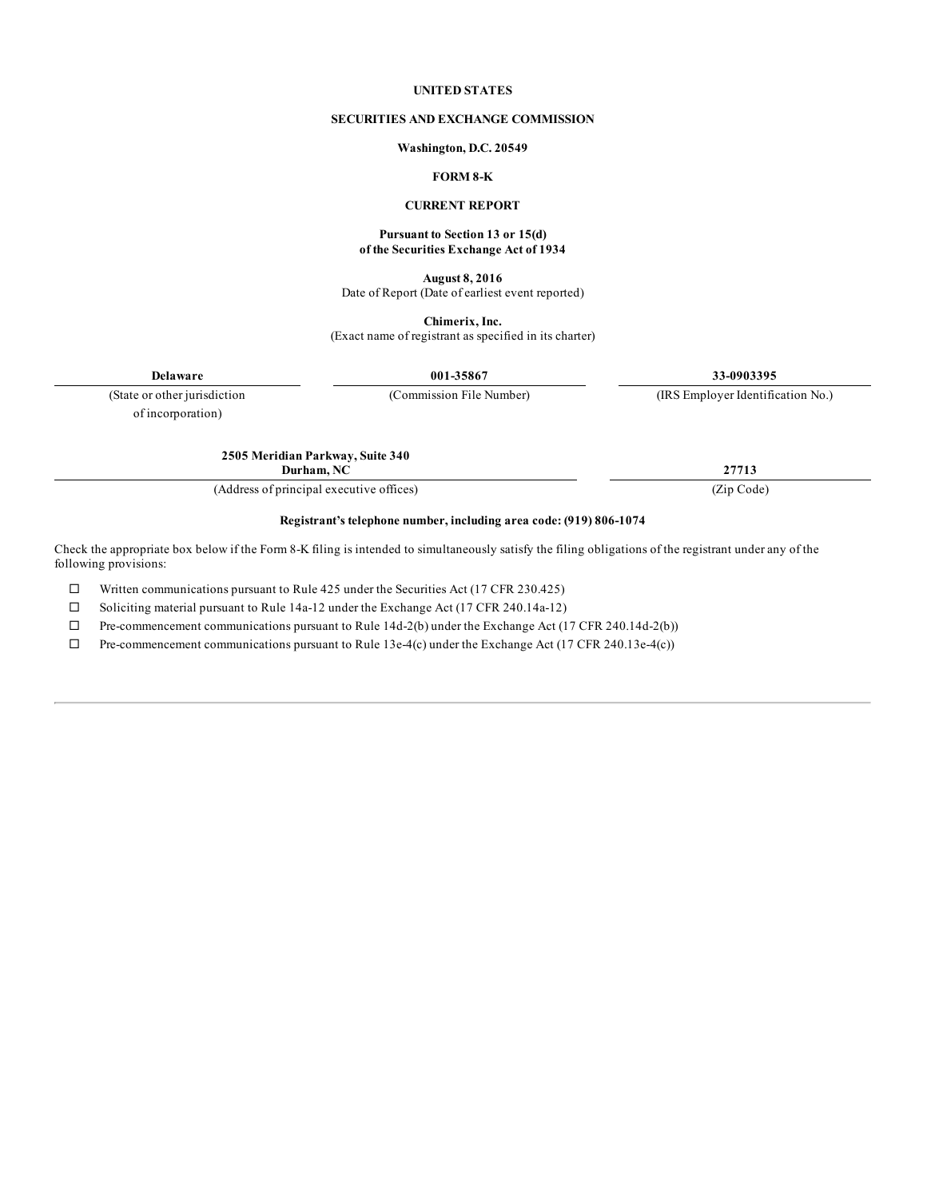**UNITED STATES**

**SECURITIES AND EXCHANGE COMMISSION**

**Washington, D.C. 20549**

**FORM 8-K**

**CURRENT REPORT**

**Pursuant to Section 13 or 15(d)**
**of the Securities Exchange Act of 1934**

**August 8, 2016**
Date of Report (Date of earliest event reported)

**Chimerix, Inc.**
(Exact name of registrant as specified in its charter)

| **Delaware** | **001-35867** | **33-0903395** |
|---|---|---|
| (State or other jurisdiction of incorporation) | (Commission File Number) | (IRS Employer Identification No.) |

| **2505 Meridian Parkway, Suite 340**<br>**Durham, NC** | **27713** |
|---|---|
| (Address of principal executive offices) | (Zip Code) |

**Registrant's telephone number, including area code: (919) 806-1074**

Check the appropriate box below if the Form 8-K filing is intended to simultaneously satisfy the filing obligations of the registrant under any of the following provisions:

- ☐ Written communications pursuant to Rule 425 under the Securities Act (17 CFR 230.425)
- ☐ Soliciting material pursuant to Rule 14a-12 under the Exchange Act (17 CFR 240.14a-12)
- ☐ Pre-commencement communications pursuant to Rule 14d-2(b) under the Exchange Act (17 CFR 240.14d-2(b))
- ☐ Pre-commencement communications pursuant to Rule 13e-4(c) under the Exchange Act (17 CFR 240.13e-4(c))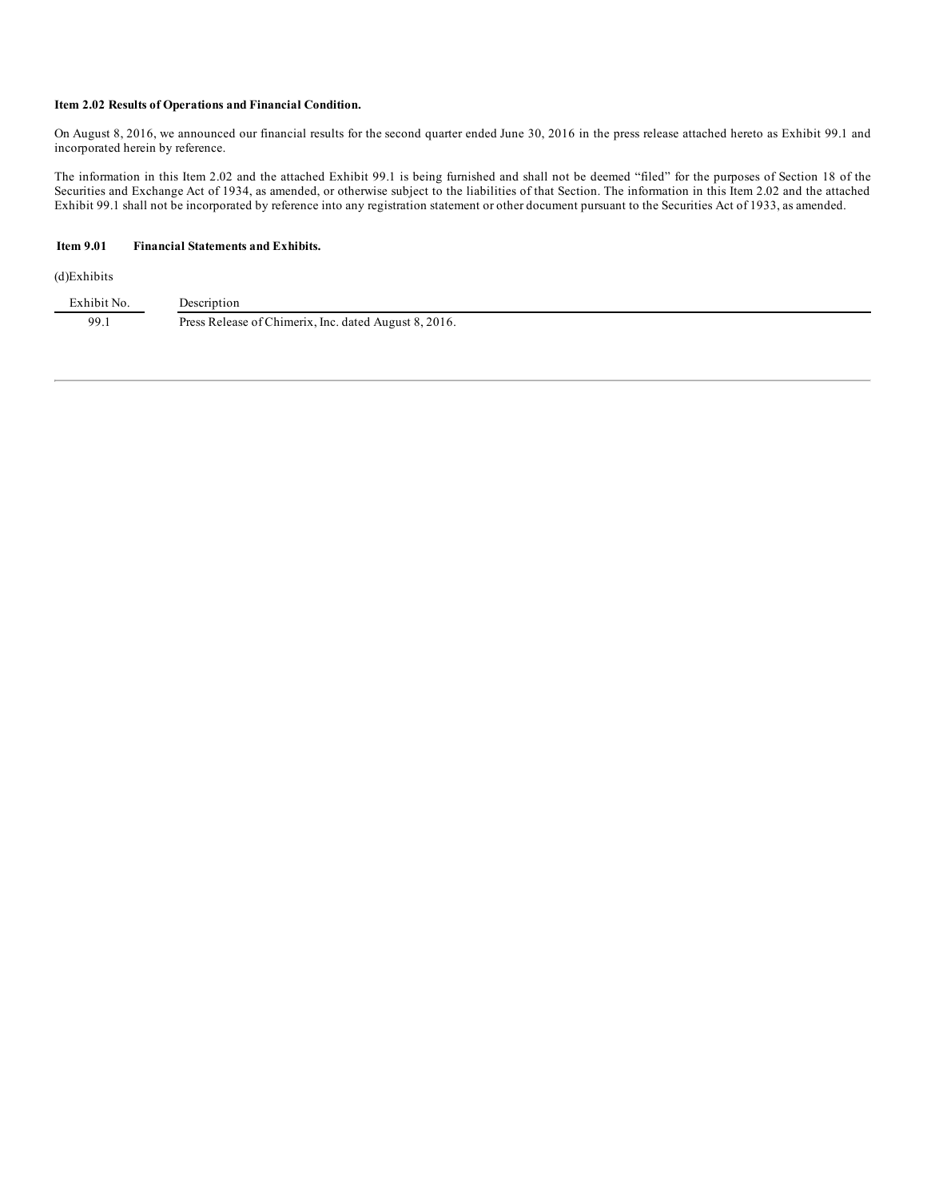**Item 2.02 Results of Operations and Financial Condition.**

On August 8, 2016, we announced our financial results for the second quarter ended June 30, 2016 in the press release attached hereto as Exhibit 99.1 and incorporated herein by reference.

The information in this Item 2.02 and the attached Exhibit 99.1 is being furnished and shall not be deemed "filed" for the purposes of Section 18 of the Securities and Exchange Act of 1934, as amended, or otherwise subject to the liabilities of that Section. The information in this Item 2.02 and the attached Exhibit 99.1 shall not be incorporated by reference into any registration statement or other document pursuant to the Securities Act of 1933, as amended.

**Item 9.01 Financial Statements and Exhibits.**

(d)Exhibits

| Exhibit No. | Description |
|---|---|
| 99.1 | Press Release of Chimerix, Inc. dated August 8, 2016. |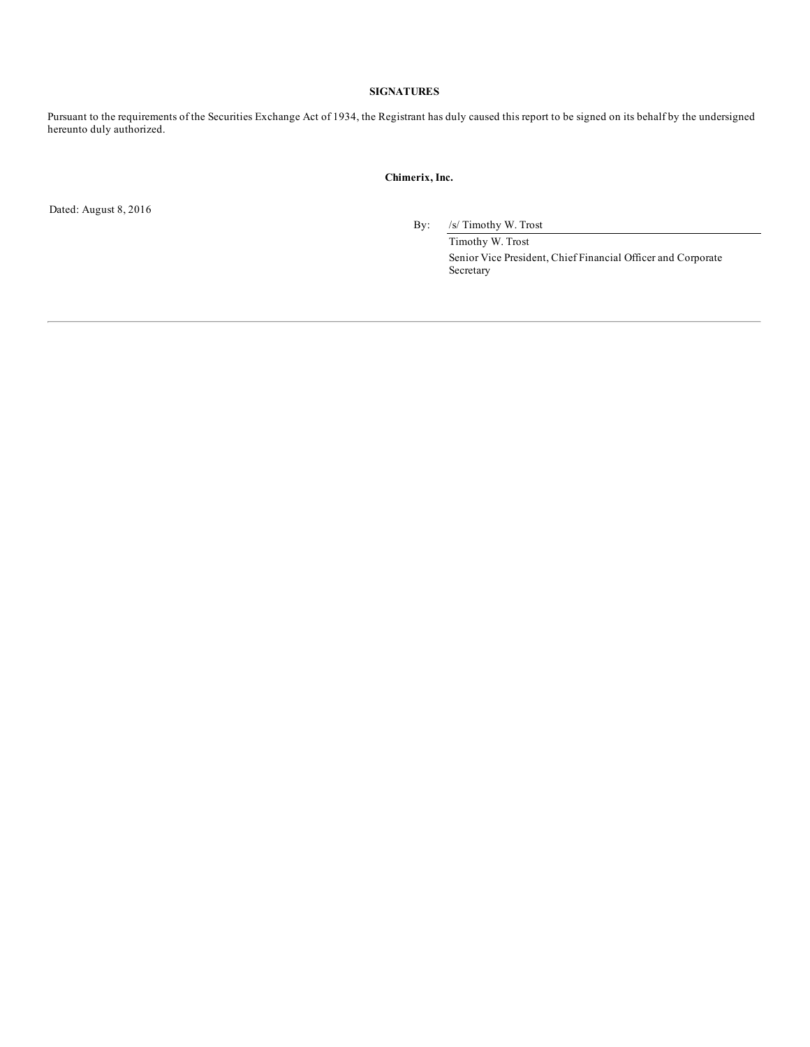**SIGNATURES**

Pursuant to the requirements of the Securities Exchange Act of 1934, the Registrant has duly caused this report to be signed on its behalf by the undersigned hereunto duly authorized.

**Chimerix, Inc.**

Dated: August 8, 2016

By: /s/ Timothy W. Trost

Timothy W. Trost

Senior Vice President, Chief Financial Officer and Corporate Secretary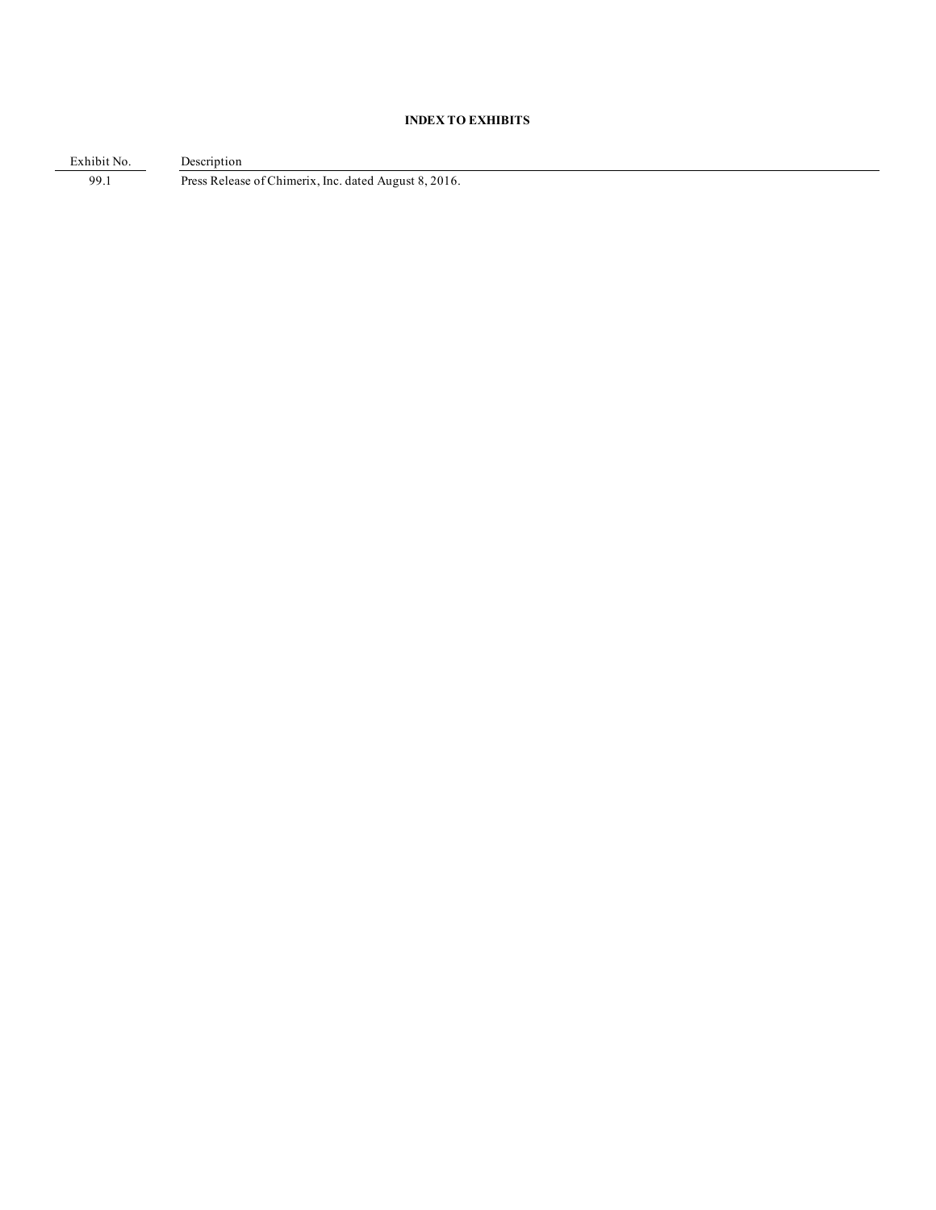**INDEX TO EXHIBITS**

| Exhibit No. | Description |
| --- | --- |
| 99.1 | Press Release of Chimerix, Inc. dated August 8, 2016. |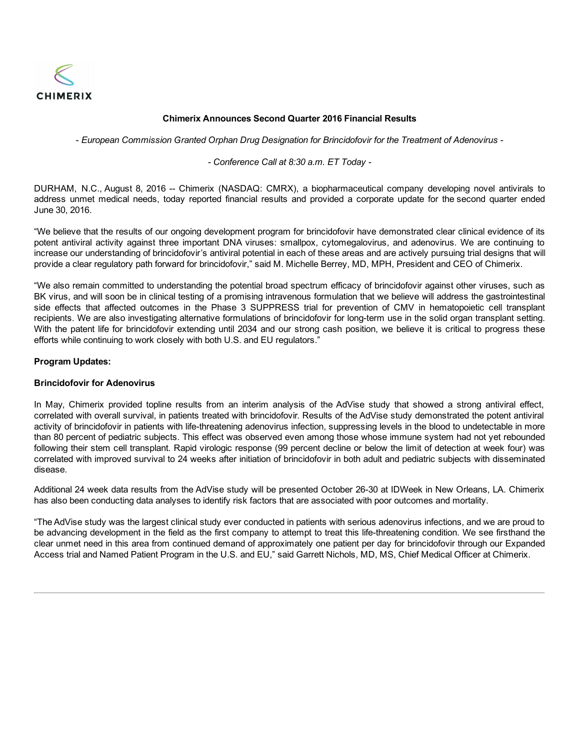CHIMERIX

**Chimerix Announces Second Quarter 2016 Financial Results**

*- European Commission Granted Orphan Drug Designation for Brincidofovir for the Treatment of Adenovirus -*

*- Conference Call at 8:30 a.m. ET Today -*

DURHAM, N.C., August 8, 2016 -- Chimerix (NASDAQ: CMRX), a biopharmaceutical company developing novel antivirals to address unmet medical needs, today reported financial results and provided a corporate update for the second quarter ended June 30, 2016.

"We believe that the results of our ongoing development program for brincidofovir have demonstrated clear clinical evidence of its potent antiviral activity against three important DNA viruses: smallpox, cytomegalovirus, and adenovirus. We are continuing to increase our understanding of brincidofovir's antiviral potential in each of these areas and are actively pursuing trial designs that will provide a clear regulatory path forward for brincidofovir," said M. Michelle Berrey, MD, MPH, President and CEO of Chimerix.

"We also remain committed to understanding the potential broad spectrum efficacy of brincidofovir against other viruses, such as BK virus, and will soon be in clinical testing of a promising intravenous formulation that we believe will address the gastrointestinal side effects that affected outcomes in the Phase 3 SUPPRESS trial for prevention of CMV in hematopoietic cell transplant recipients. We are also investigating alternative formulations of brincidofovir for long-term use in the solid organ transplant setting. With the patent life for brincidofovir extending until 2034 and our strong cash position, we believe it is critical to progress these efforts while continuing to work closely with both U.S. and EU regulators."

**Program Updates:**

**Brincidofovir for Adenovirus**

In May, Chimerix provided topline results from an interim analysis of the AdVise study that showed a strong antiviral effect, correlated with overall survival, in patients treated with brincidofovir. Results of the AdVise study demonstrated the potent antiviral activity of brincidofovir in patients with life-threatening adenovirus infection, suppressing levels in the blood to undetectable in more than 80 percent of pediatric subjects. This effect was observed even among those whose immune system had not yet rebounded following their stem cell transplant. Rapid virologic response (99 percent decline or below the limit of detection at week four) was correlated with improved survival to 24 weeks after initiation of brincidofovir in both adult and pediatric subjects with disseminated disease.

Additional 24 week data results from the AdVise study will be presented October 26-30 at IDWeek in New Orleans, LA. Chimerix has also been conducting data analyses to identify risk factors that are associated with poor outcomes and mortality.

"The AdVise study was the largest clinical study ever conducted in patients with serious adenovirus infections, and we are proud to be advancing development in the field as the first company to attempt to treat this life-threatening condition. We see firsthand the clear unmet need in this area from continued demand of approximately one patient per day for brincidofovir through our Expanded Access trial and Named Patient Program in the U.S. and EU," said Garrett Nichols, MD, MS, Chief Medical Officer at Chimerix.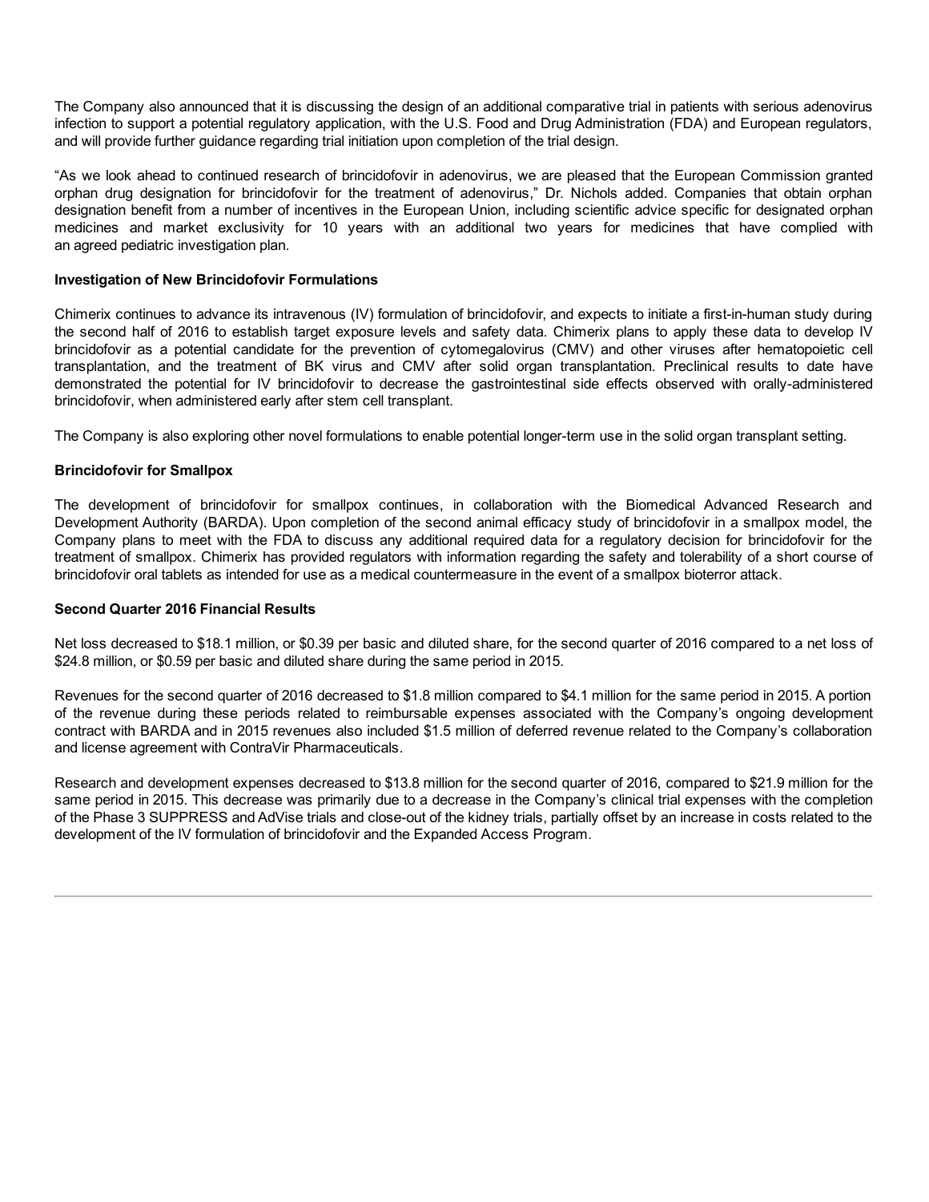The Company also announced that it is discussing the design of an additional comparative trial in patients with serious adenovirus infection to support a potential regulatory application, with the U.S. Food and Drug Administration (FDA) and European regulators, and will provide further guidance regarding trial initiation upon completion of the trial design.

"As we look ahead to continued research of brincidofovir in adenovirus, we are pleased that the European Commission granted orphan drug designation for brincidofovir for the treatment of adenovirus," Dr. Nichols added. Companies that obtain orphan designation benefit from a number of incentives in the European Union, including scientific advice specific for designated orphan medicines and market exclusivity for 10 years with an additional two years for medicines that have complied with an agreed pediatric investigation plan.

**Investigation of New Brincidofovir Formulations**

Chimerix continues to advance its intravenous (IV) formulation of brincidofovir, and expects to initiate a first-in-human study during the second half of 2016 to establish target exposure levels and safety data. Chimerix plans to apply these data to develop IV brincidofovir as a potential candidate for the prevention of cytomegalovirus (CMV) and other viruses after hematopoietic cell transplantation, and the treatment of BK virus and CMV after solid organ transplantation. Preclinical results to date have demonstrated the potential for IV brincidofovir to decrease the gastrointestinal side effects observed with orally-administered brincidofovir, when administered early after stem cell transplant.

The Company is also exploring other novel formulations to enable potential longer-term use in the solid organ transplant setting.

**Brincidofovir for Smallpox**

The development of brincidofovir for smallpox continues, in collaboration with the Biomedical Advanced Research and Development Authority (BARDA). Upon completion of the second animal efficacy study of brincidofovir in a smallpox model, the Company plans to meet with the FDA to discuss any additional required data for a regulatory decision for brincidofovir for the treatment of smallpox. Chimerix has provided regulators with information regarding the safety and tolerability of a short course of brincidofovir oral tablets as intended for use as a medical countermeasure in the event of a smallpox bioterror attack.

**Second Quarter 2016 Financial Results**

Net loss decreased to $18.1 million, or $0.39 per basic and diluted share, for the second quarter of 2016 compared to a net loss of $24.8 million, or $0.59 per basic and diluted share during the same period in 2015.

Revenues for the second quarter of 2016 decreased to $1.8 million compared to $4.1 million for the same period in 2015. A portion of the revenue during these periods related to reimbursable expenses associated with the Company's ongoing development contract with BARDA and in 2015 revenues also included $1.5 million of deferred revenue related to the Company's collaboration and license agreement with ContraVir Pharmaceuticals.

Research and development expenses decreased to $13.8 million for the second quarter of 2016, compared to $21.9 million for the same period in 2015. This decrease was primarily due to a decrease in the Company's clinical trial expenses with the completion of the Phase 3 SUPPRESS and AdVise trials and close-out of the kidney trials, partially offset by an increase in costs related to the development of the IV formulation of brincidofovir and the Expanded Access Program.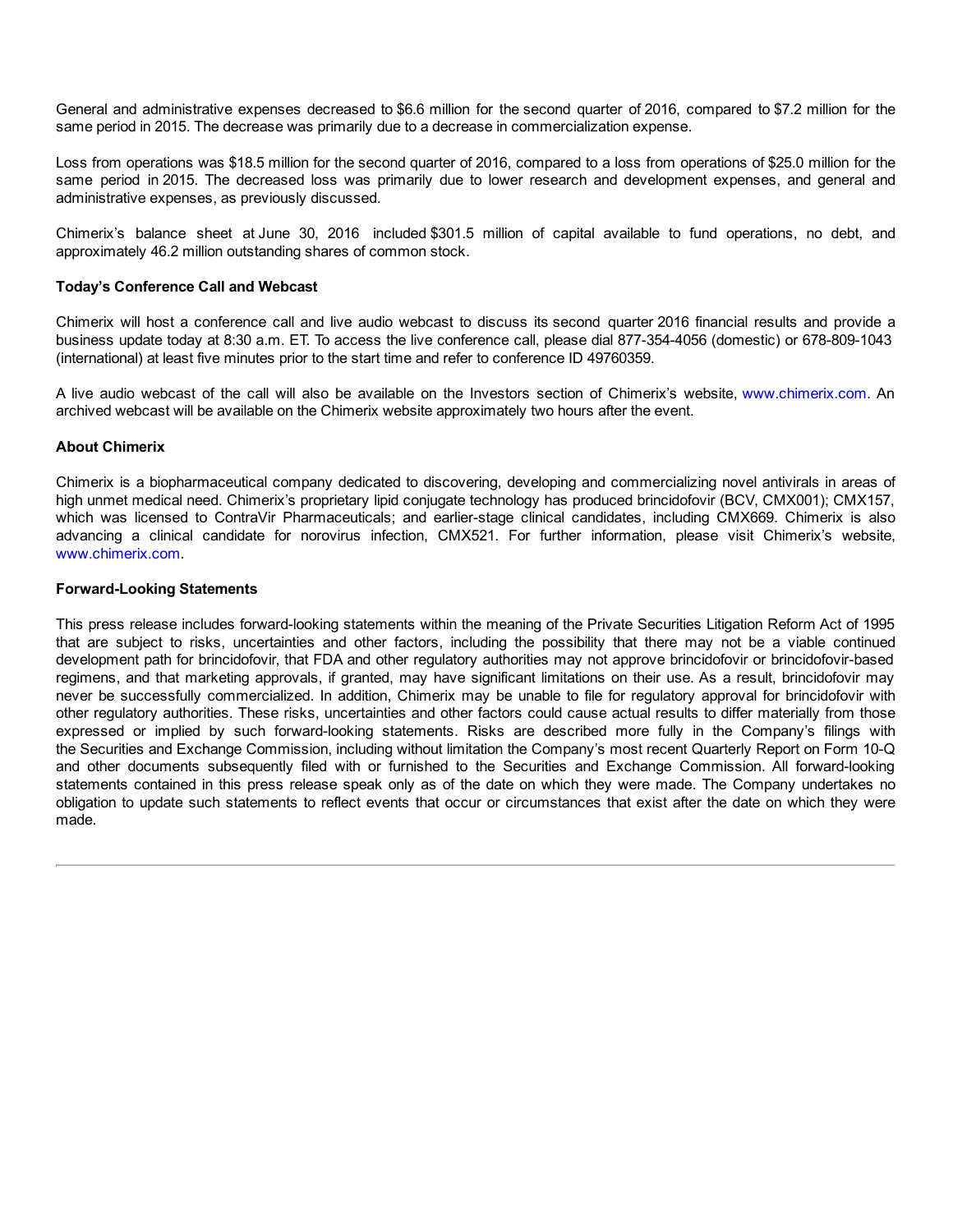General and administrative expenses decreased to $6.6 million for the second quarter of 2016, compared to $7.2 million for the same period in 2015. The decrease was primarily due to a decrease in commercialization expense.

Loss from operations was $18.5 million for the second quarter of 2016, compared to a loss from operations of $25.0 million for the same period in 2015. The decreased loss was primarily due to lower research and development expenses, and general and administrative expenses, as previously discussed.

Chimerix's balance sheet at June 30, 2016 included $301.5 million of capital available to fund operations, no debt, and approximately 46.2 million outstanding shares of common stock.

**Today's Conference Call and Webcast**

Chimerix will host a conference call and live audio webcast to discuss its second quarter 2016 financial results and provide a business update today at 8:30 a.m. ET. To access the live conference call, please dial 877-354-4056 (domestic) or 678-809-1043 (international) at least five minutes prior to the start time and refer to conference ID 49760359.

A live audio webcast of the call will also be available on the Investors section of Chimerix's website, www.chimerix.com. An archived webcast will be available on the Chimerix website approximately two hours after the event.

**About Chimerix**

Chimerix is a biopharmaceutical company dedicated to discovering, developing and commercializing novel antivirals in areas of high unmet medical need. Chimerix's proprietary lipid conjugate technology has produced brincidofovir (BCV, CMX001); CMX157, which was licensed to ContraVir Pharmaceuticals; and earlier-stage clinical candidates, including CMX669. Chimerix is also advancing a clinical candidate for norovirus infection, CMX521. For further information, please visit Chimerix's website, www.chimerix.com.

**Forward-Looking Statements**

This press release includes forward-looking statements within the meaning of the Private Securities Litigation Reform Act of 1995 that are subject to risks, uncertainties and other factors, including the possibility that there may not be a viable continued development path for brincidofovir, that FDA and other regulatory authorities may not approve brincidofovir or brincidofovir-based regimens, and that marketing approvals, if granted, may have significant limitations on their use. As a result, brincidofovir may never be successfully commercialized. In addition, Chimerix may be unable to file for regulatory approval for brincidofovir with other regulatory authorities. These risks, uncertainties and other factors could cause actual results to differ materially from those expressed or implied by such forward-looking statements. Risks are described more fully in the Company's filings with the Securities and Exchange Commission, including without limitation the Company's most recent Quarterly Report on Form 10-Q and other documents subsequently filed with or furnished to the Securities and Exchange Commission. All forward-looking statements contained in this press release speak only as of the date on which they were made. The Company undertakes no obligation to update such statements to reflect events that occur or circumstances that exist after the date on which they were made.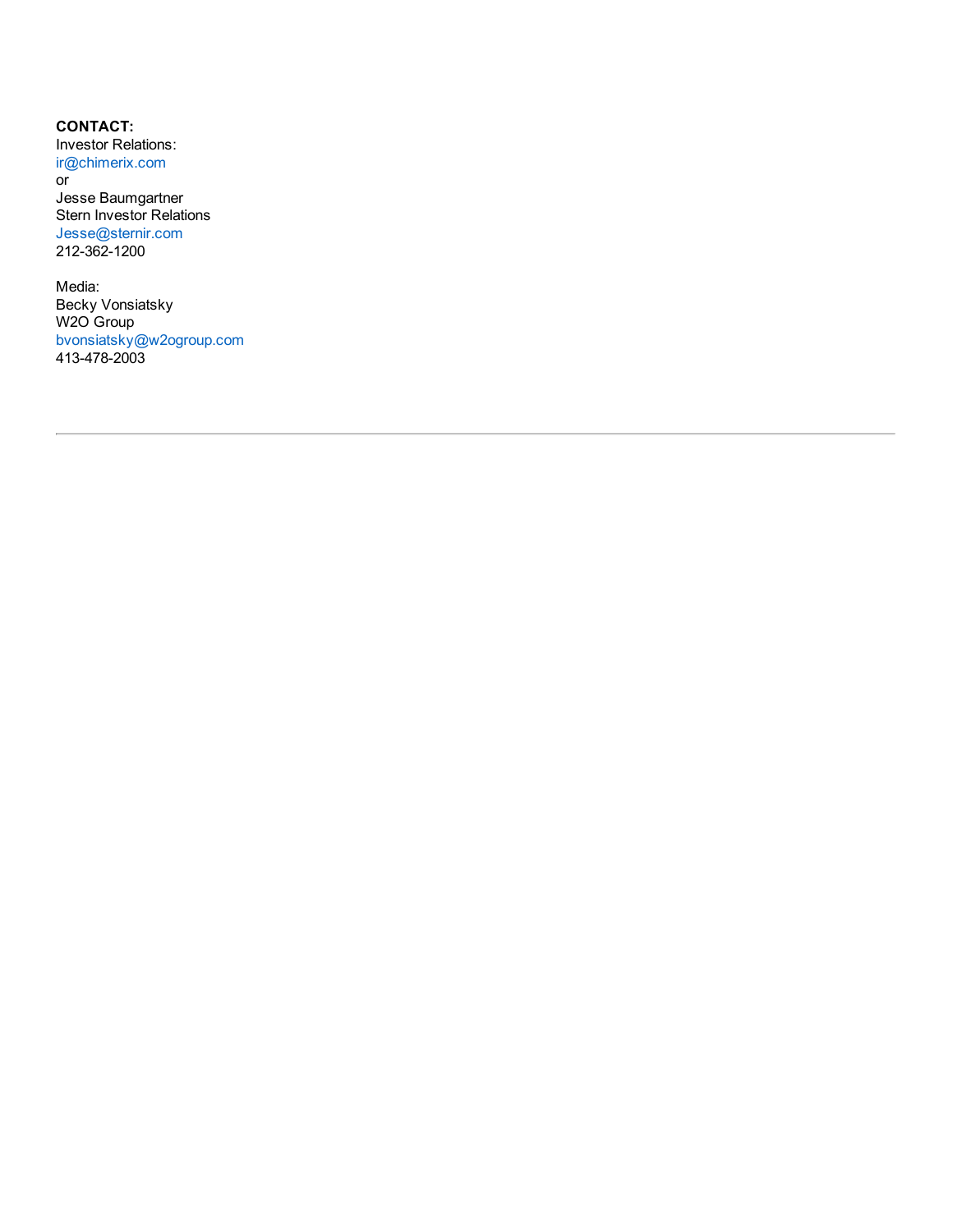**CONTACT:**
Investor Relations:
ir@chimerix.com
or
Jesse Baumgartner
Stern Investor Relations
Jesse@sternir.com
212-362-1200

Media:
Becky Vonsiatsky
W2O Group
bvonsiatsky@w2ogroup.com
413-478-2003

---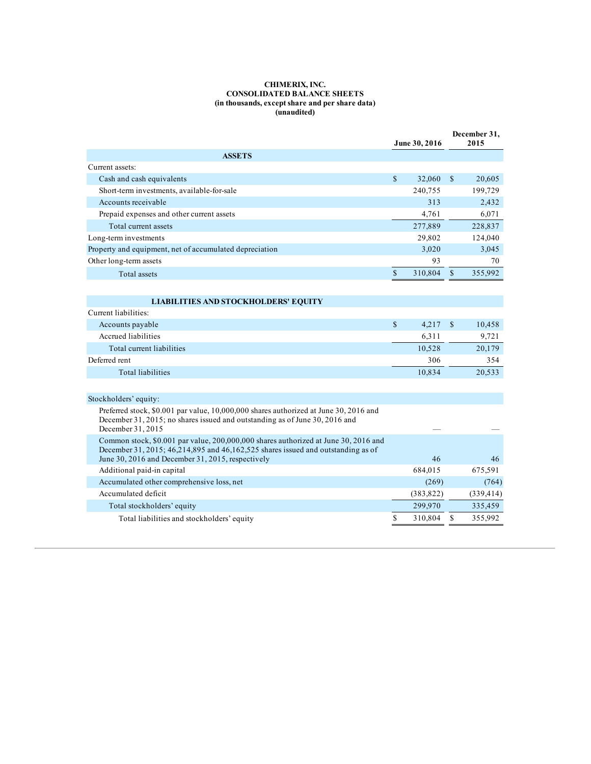**CHIMERIX, INC.**
**CONSOLIDATED BALANCE SHEETS**
**(in thousands, except share and per share data)**
**(unaudited)**

| | June 30, 2016 | December 31, 2015 |
|---|---|---|
| **ASSETS** | | |
| Current assets: | | |
| Cash and cash equivalents | $ 32,060 | $ 20,605 |
| Short-term investments, available-for-sale | 240,755 | 199,729 |
| Accounts receivable | 313 | 2,432 |
| Prepaid expenses and other current assets | 4,761 | 6,071 |
| Total current assets | 277,889 | 228,837 |
| Long-term investments | 29,802 | 124,040 |
| Property and equipment, net of accumulated depreciation | 3,020 | 3,045 |
| Other long-term assets | 93 | 70 |
| Total assets | $ 310,804 | $ 355,992 |
| | | |
| **LIABILITIES AND STOCKHOLDERS' EQUITY** | | |
| Current liabilities: | | |
| Accounts payable | $ 4,217 | $ 10,458 |
| Accrued liabilities | 6,311 | 9,721 |
| Total current liabilities | 10,528 | 20,179 |
| Deferred rent | 306 | 354 |
| Total liabilities | 10,834 | 20,533 |
| | | |
| Stockholders' equity: | | |
| Preferred stock, $0.001 par value, 10,000,000 shares authorized at June 30, 2016 and December 31, 2015; no shares issued and outstanding as of June 30, 2016 and December 31, 2015 | — | — |
| Common stock, $0.001 par value, 200,000,000 shares authorized at June 30, 2016 and December 31, 2015; 46,214,895 and 46,162,525 shares issued and outstanding as of June 30, 2016 and December 31, 2015, respectively | 46 | 46 |
| Additional paid-in capital | 684,015 | 675,591 |
| Accumulated other comprehensive loss, net | (269) | (764) |
| Accumulated deficit | (383,822) | (339,414) |
| Total stockholders' equity | 299,970 | 335,459 |
| Total liabilities and stockholders' equity | $ 310,804 | $ 355,992 |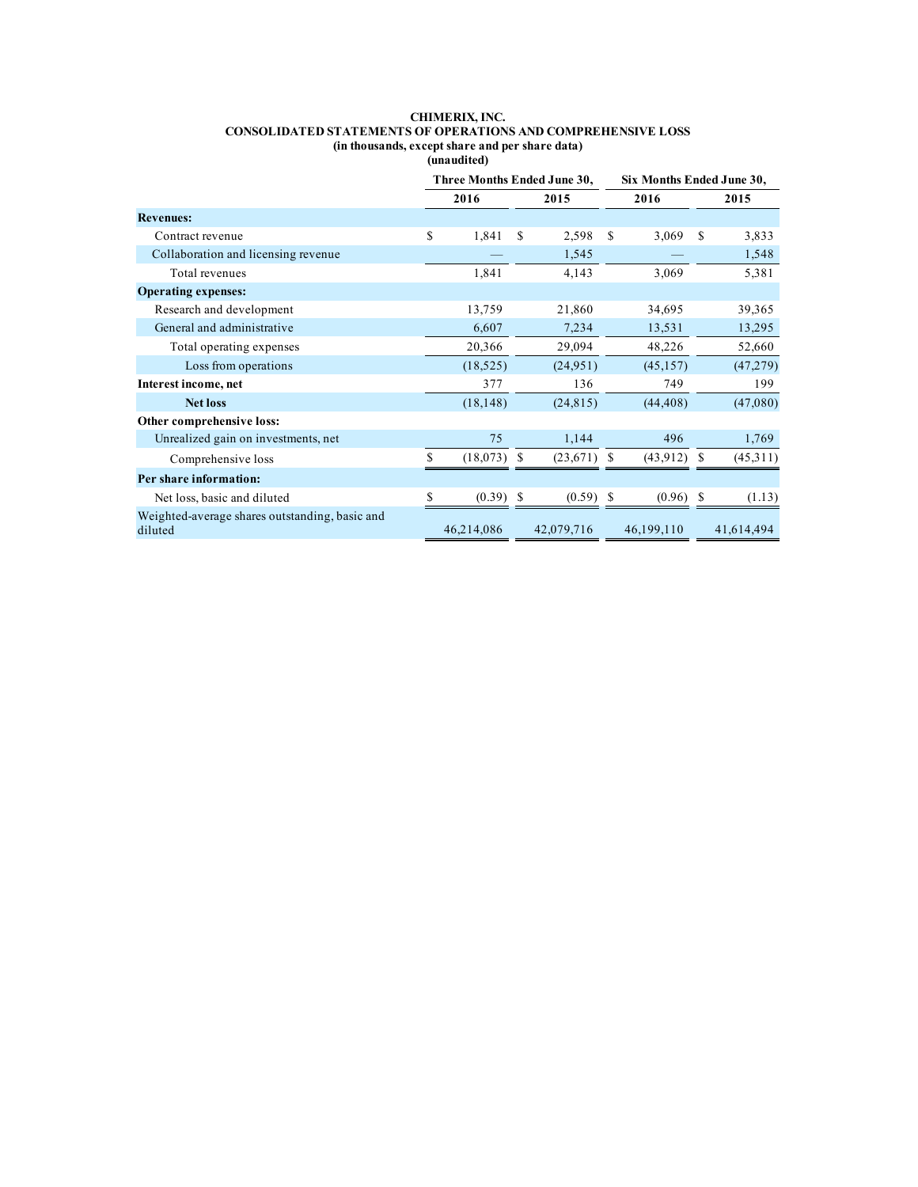**CHIMERIX, INC.**
**CONSOLIDATED STATEMENTS OF OPERATIONS AND COMPREHENSIVE LOSS**
**(in thousands, except share and per share data)**
**(unaudited)**

| | Three Months Ended June 30, | | Six Months Ended June 30, | |
|---|---|---|---|---|
| | **2016** | **2015** | **2016** | **2015** |
| **Revenues:** | | | | |
| Contract revenue | $ 1,841 | $ 2,598 | $ 3,069 | $ 3,833 |
| Collaboration and licensing revenue | — | 1,545 | — | 1,548 |
| Total revenues | 1,841 | 4,143 | 3,069 | 5,381 |
| **Operating expenses:** | | | | |
| Research and development | 13,759 | 21,860 | 34,695 | 39,365 |
| General and administrative | 6,607 | 7,234 | 13,531 | 13,295 |
| Total operating expenses | 20,366 | 29,094 | 48,226 | 52,660 |
| Loss from operations | (18,525) | (24,951) | (45,157) | (47,279) |
| **Interest income, net** | 377 | 136 | 749 | 199 |
| **Net loss** | (18,148) | (24,815) | (44,408) | (47,080) |
| **Other comprehensive loss:** | | | | |
| Unrealized gain on investments, net | 75 | 1,144 | 496 | 1,769 |
| Comprehensive loss | $ (18,073) | $ (23,671) | $ (43,912) | $ (45,311) |
| **Per share information:** | | | | |
| Net loss, basic and diluted | $ (0.39) | $ (0.59) | $ (0.96) | $ (1.13) |
| Weighted-average shares outstanding, basic and diluted | 46,214,086 | 42,079,716 | 46,199,110 | 41,614,494 |